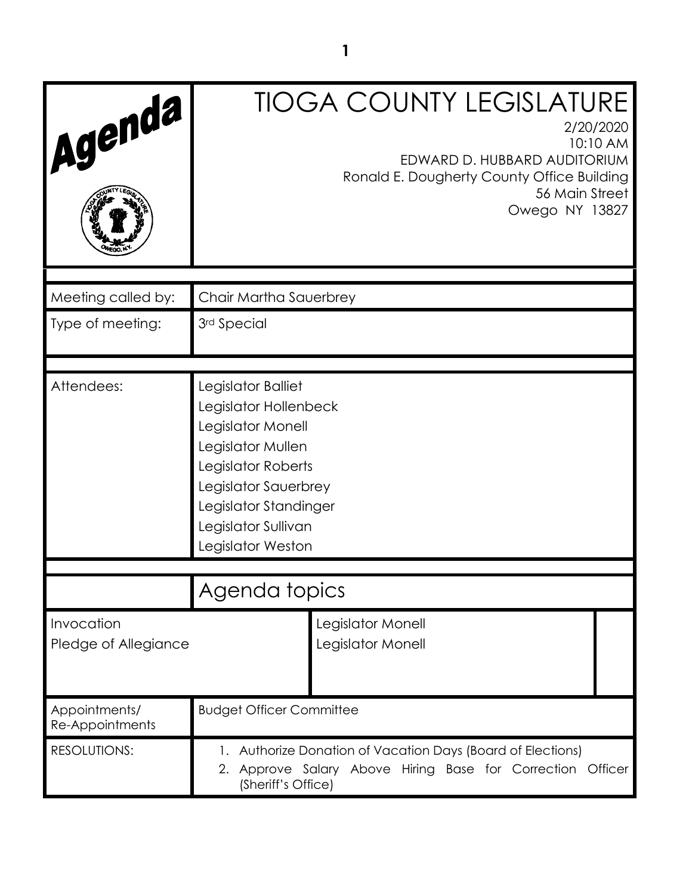# TIOGA COUNTY LEGISLATURE

2/20/2020
10:10 AM
EDWARD D. HUBBARD AUDITORIUM
Ronald E. Dougherty County Office Building
56 Main Street
Owego NY 13827

| | |
|---|---|
| Meeting called by: | Chair Martha Sauerbrey |
| Type of meeting: | 3rd Special |
| Attendees: | Legislator Balliet<br>Legislator Hollenbeck<br>Legislator Monell<br>Legislator Mullen<br>Legislator Roberts<br>Legislator Sauerbrey<br>Legislator Standinger<br>Legislator Sullivan<br>Legislator Weston |

## Agenda topics

| | |
|---|---|
| Invocation | Legislator Monell |
| Pledge of Allegiance | Legislator Monell |

| | |
|---|---|
| Appointments/ Re-Appointments | Budget Officer Committee |
| RESOLUTIONS: | 1. Authorize Donation of Vacation Days (Board of Elections)<br>2. Approve Salary Above Hiring Base for Correction Officer (Sheriff's Office) |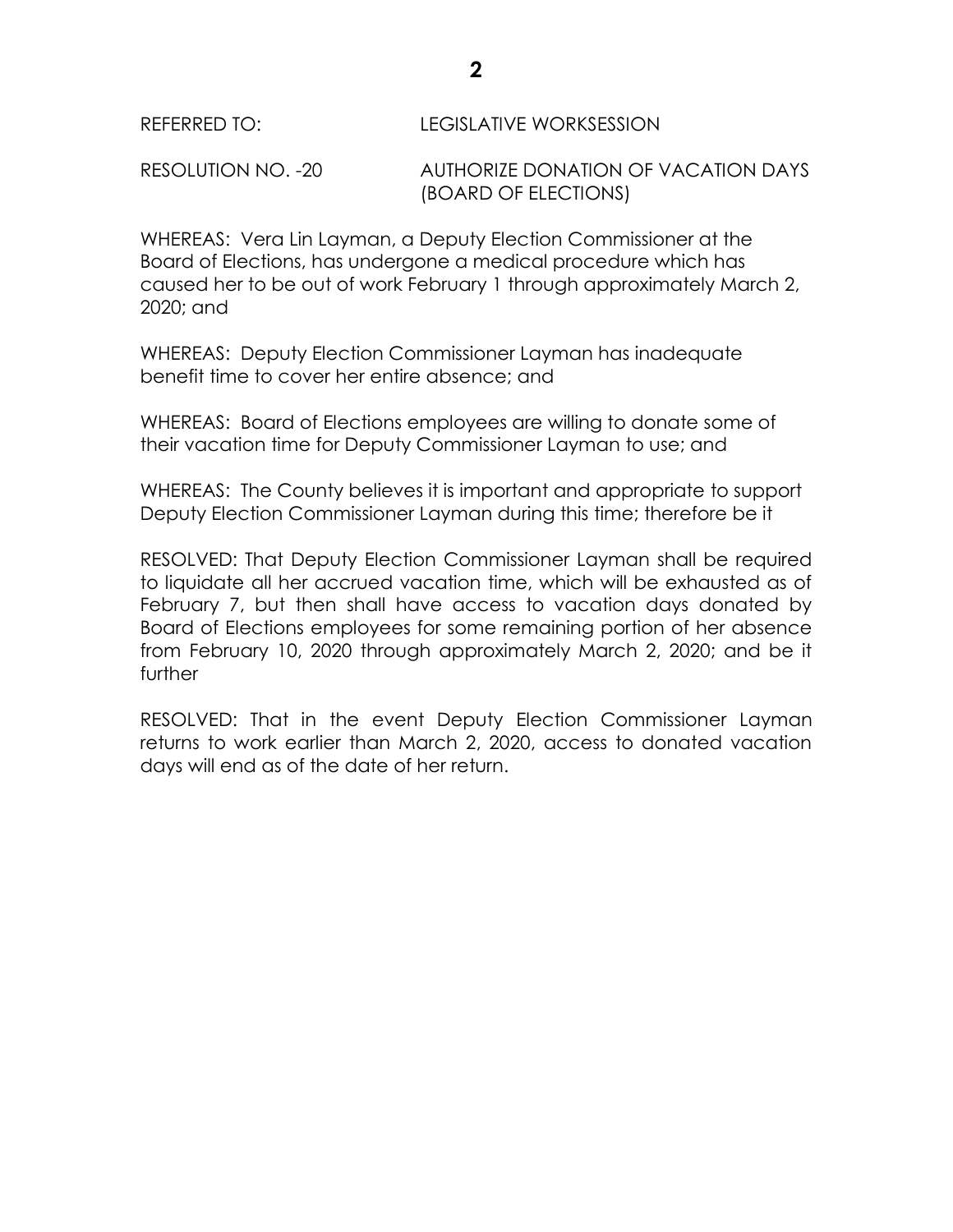REFERRED TO: LEGISLATIVE WORKSESSION

RESOLUTION NO. -20 AUTHORIZE DONATION OF VACATION DAYS (BOARD OF ELECTIONS)

WHEREAS: Vera Lin Layman, a Deputy Election Commissioner at the Board of Elections, has undergone a medical procedure which has caused her to be out of work February 1 through approximately March 2, 2020; and

WHEREAS: Deputy Election Commissioner Layman has inadequate benefit time to cover her entire absence; and

WHEREAS: Board of Elections employees are willing to donate some of their vacation time for Deputy Commissioner Layman to use; and

WHEREAS: The County believes it is important and appropriate to support Deputy Election Commissioner Layman during this time; therefore be it

RESOLVED: That Deputy Election Commissioner Layman shall be required to liquidate all her accrued vacation time, which will be exhausted as of February 7, but then shall have access to vacation days donated by Board of Elections employees for some remaining portion of her absence from February 10, 2020 through approximately March 2, 2020; and be it further

RESOLVED: That in the event Deputy Election Commissioner Layman returns to work earlier than March 2, 2020, access to donated vacation days will end as of the date of her return.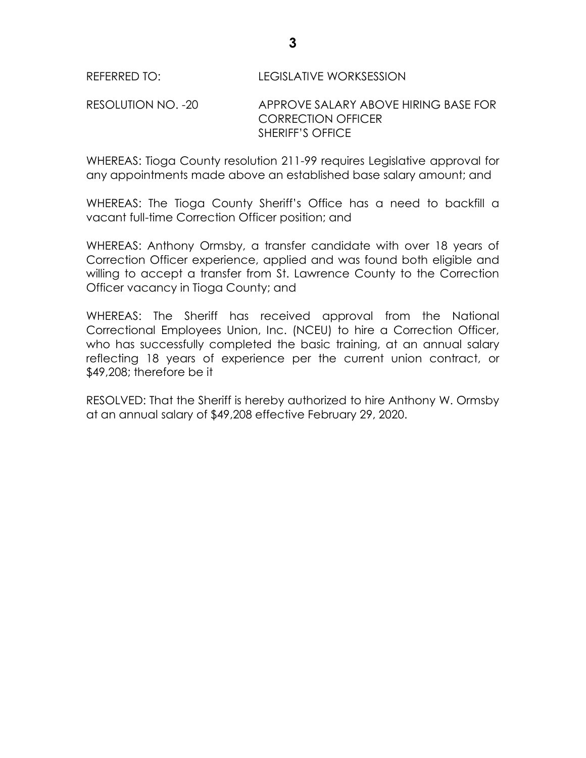REFERRED TO: LEGISLATIVE WORKSESSION

RESOLUTION NO. -20 APPROVE SALARY ABOVE HIRING BASE FOR CORRECTION OFFICER SHERIFF'S OFFICE

WHEREAS: Tioga County resolution 211-99 requires Legislative approval for any appointments made above an established base salary amount; and

WHEREAS: The Tioga County Sheriff's Office has a need to backfill a vacant full-time Correction Officer position; and

WHEREAS: Anthony Ormsby, a transfer candidate with over 18 years of Correction Officer experience, applied and was found both eligible and willing to accept a transfer from St. Lawrence County to the Correction Officer vacancy in Tioga County; and

WHEREAS: The Sheriff has received approval from the National Correctional Employees Union, Inc. (NCEU) to hire a Correction Officer, who has successfully completed the basic training, at an annual salary reflecting 18 years of experience per the current union contract, or $49,208; therefore be it

RESOLVED: That the Sheriff is hereby authorized to hire Anthony W. Ormsby at an annual salary of $49,208 effective February 29, 2020.